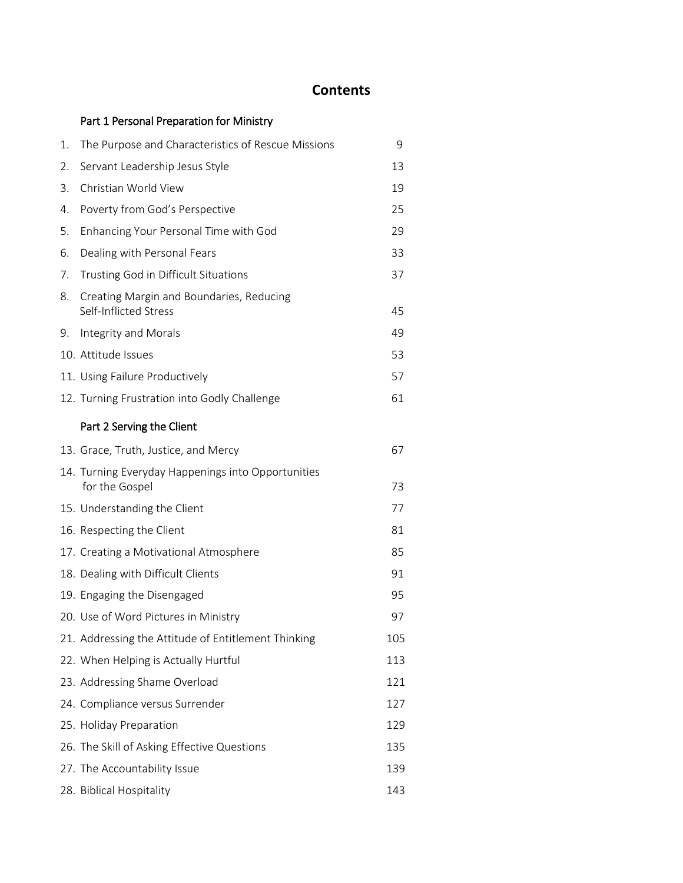# Contents

## Part 1 Personal Preparation for Ministry

1. The Purpose and Characteristics of Rescue Missions 9
2. Servant Leadership Jesus Style 13
3. Christian World View 19
4. Poverty from God's Perspective 25
5. Enhancing Your Personal Time with God 29
6. Dealing with Personal Fears 33
7. Trusting God in Difficult Situations 37
8. Creating Margin and Boundaries, Reducing Self-Inflicted Stress 45
9. Integrity and Morals 49
10. Attitude Issues 53
11. Using Failure Productively 57
12. Turning Frustration into Godly Challenge 61

## Part 2 Serving the Client

13. Grace, Truth, Justice, and Mercy 67
14. Turning Everyday Happenings into Opportunities for the Gospel 73
15. Understanding the Client 77
16. Respecting the Client 81
17. Creating a Motivational Atmosphere 85
18. Dealing with Difficult Clients 91
19. Engaging the Disengaged 95
20. Use of Word Pictures in Ministry 97
21. Addressing the Attitude of Entitlement Thinking 105
22. When Helping is Actually Hurtful 113
23. Addressing Shame Overload 121
24. Compliance versus Surrender 127
25. Holiday Preparation 129
26. The Skill of Asking Effective Questions 135
27. The Accountability Issue 139
28. Biblical Hospitality 143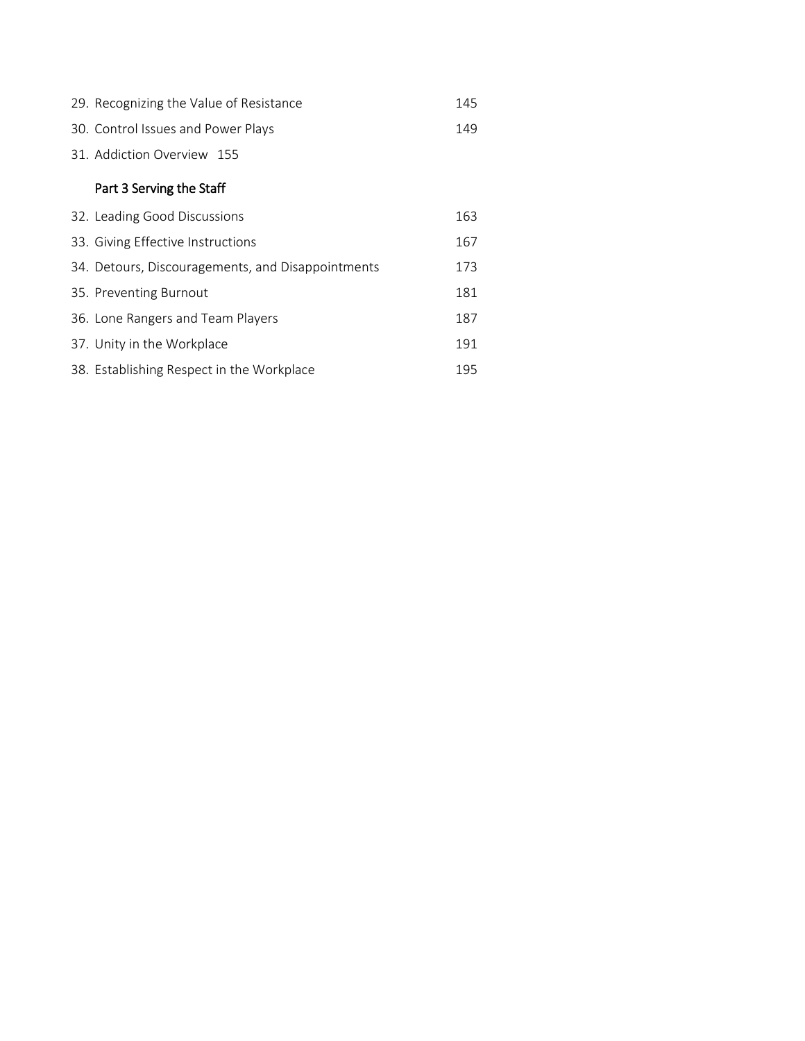| | |
|---|---|
| 29. Recognizing the Value of Resistance | 145 |
| 30. Control Issues and Power Plays | 149 |
| 31. Addiction Overview 155 | |

## Part 3 Serving the Staff

| | |
|---|---|
| 32. Leading Good Discussions | 163 |
| 33. Giving Effective Instructions | 167 |
| 34. Detours, Discouragements, and Disappointments | 173 |
| 35. Preventing Burnout | 181 |
| 36. Lone Rangers and Team Players | 187 |
| 37. Unity in the Workplace | 191 |
| 38. Establishing Respect in the Workplace | 195 |